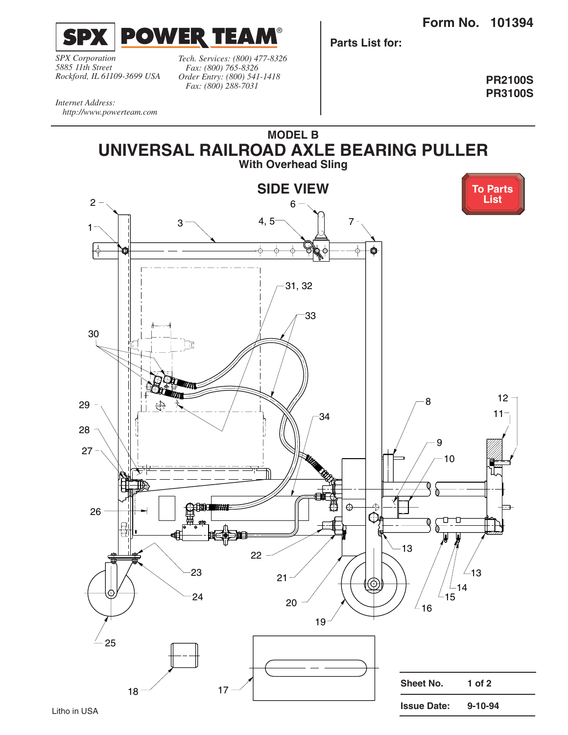**SPX POWER TEAM®**

*SPX Corporation*
*5885 11th Street*
*Rockford, IL 61109-3699 USA*

*Tech. Services: (800) 477-8326*
*Fax: (800) 765-8326*
*Order Entry: (800) 541-1418*
*Fax: (800) 288-7031*

*Internet Address:*
*http://www.powerteam.com*

**Form No. 101394**

**Parts List for:**

**PR2100S**
**PR3100S**

## MODEL B
# UNIVERSAL RAILROAD AXLE BEARING PULLER
### With Overhead Sling

## SIDE VIEW

**To Parts List**

| | |
|---|---|
| **Sheet No.** | **1 of 2** |
| **Issue Date:** | **9-10-94** |

Litho in USA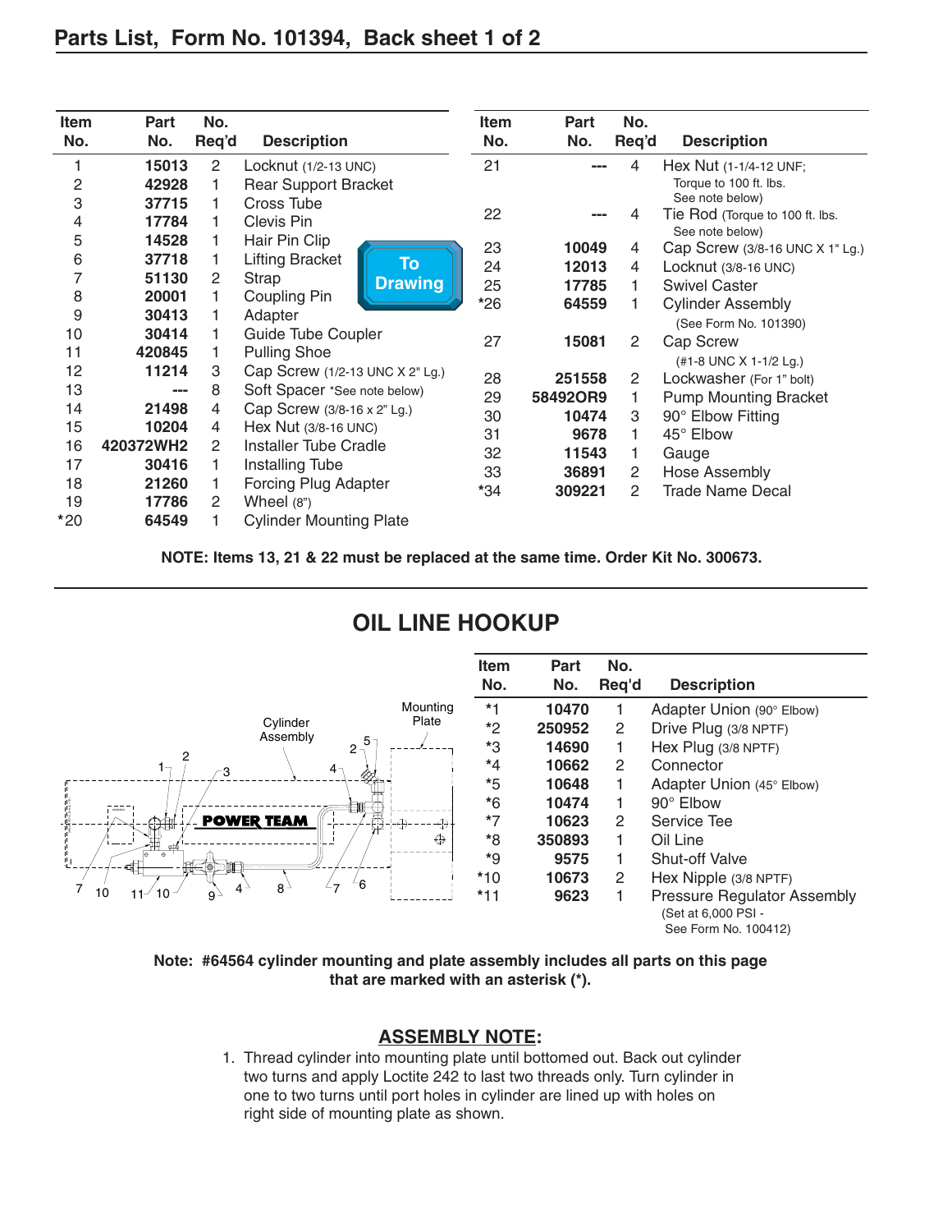## Parts List, Form No. 101394, Back sheet 1 of 2

| Item No. | Part No. | No. Req'd | Description |
|---|---|---|---|
| 1 | 15013 | 2 | Locknut (1/2-13 UNC) |
| 2 | 42928 | 1 | Rear Support Bracket |
| 3 | 37715 | 1 | Cross Tube |
| 4 | 17784 | 1 | Clevis Pin |
| 5 | 14528 | 1 | Hair Pin Clip |
| 6 | 37718 | 1 | Lifting Bracket |
| 7 | 51130 | 2 | Strap |
| 8 | 20001 | 1 | Coupling Pin |
| 9 | 30413 | 1 | Adapter |
| 10 | 30414 | 1 | Guide Tube Coupler |
| 11 | 420845 | 1 | Pulling Shoe |
| 12 | 11214 | 3 | Cap Screw (1/2-13 UNC X 2" Lg.) |
| 13 | --- | 8 | Soft Spacer *See note below) |
| 14 | 21498 | 4 | Cap Screw (3/8-16 x 2" Lg.) |
| 15 | 10204 | 4 | Hex Nut (3/8-16 UNC) |
| 16 | 420372WH2 | 2 | Installer Tube Cradle |
| 17 | 30416 | 1 | Installing Tube |
| 18 | 21260 | 1 | Forcing Plug Adapter |
| 19 | 17786 | 2 | Wheel (8") |
| *20 | 64549 | 1 | Cylinder Mounting Plate |
| 21 | --- | 4 | Hex Nut (1-1/4-12 UNF; Torque to 100 ft. lbs. See note below) |
| 22 | --- | 4 | Tie Rod (Torque to 100 ft. lbs. See note below) |
| 23 | 10049 | 4 | Cap Screw (3/8-16 UNC X 1" Lg.) |
| 24 | 12013 | 4 | Locknut (3/8-16 UNC) |
| 25 | 17785 | 1 | Swivel Caster |
| *26 | 64559 | 1 | Cylinder Assembly (See Form No. 101390) |
| 27 | 15081 | 2 | Cap Screw (#1-8 UNC X 1-1/2 Lg.) |
| 28 | 251558 | 2 | Lockwasher (For 1" bolt) |
| 29 | 58492OR9 | 1 | Pump Mounting Bracket |
| 30 | 10474 | 3 | 90° Elbow Fitting |
| 31 | 9678 | 1 | 45° Elbow |
| 32 | 11543 | 1 | Gauge |
| 33 | 36891 | 2 | Hose Assembly |
| *34 | 309221 | 2 | Trade Name Decal |

To Drawing

**NOTE: Items 13, 21 & 22 must be replaced at the same time. Order Kit No. 300673.**

## OIL LINE HOOKUP

| Item No. | Part No. | No. Req'd | Description |
|---|---|---|---|
| *1 | 10470 | 1 | Adapter Union (90° Elbow) |
| *2 | 250952 | 2 | Drive Plug (3/8 NPTF) |
| *3 | 14690 | 1 | Hex Plug (3/8 NPTF) |
| *4 | 10662 | 2 | Connector |
| *5 | 10648 | 1 | Adapter Union (45° Elbow) |
| *6 | 10474 | 1 | 90° Elbow |
| *7 | 10623 | 2 | Service Tee |
| *8 | 350893 | 1 | Oil Line |
| *9 | 9575 | 1 | Shut-off Valve |
| *10 | 10673 | 2 | Hex Nipple (3/8 NPTF) |
| *11 | 9623 | 1 | Pressure Regulator Assembly (Set at 6,000 PSI - See Form No. 100412) |

**Note: #64564 cylinder mounting and plate assembly includes all parts on this page that are marked with an asterisk (*).**

## ASSEMBLY NOTE:

1. Thread cylinder into mounting plate until bottomed out. Back out cylinder two turns and apply Loctite 242 to last two threads only. Turn cylinder in one to two turns until port holes in cylinder are lined up with holes on right side of mounting plate as shown.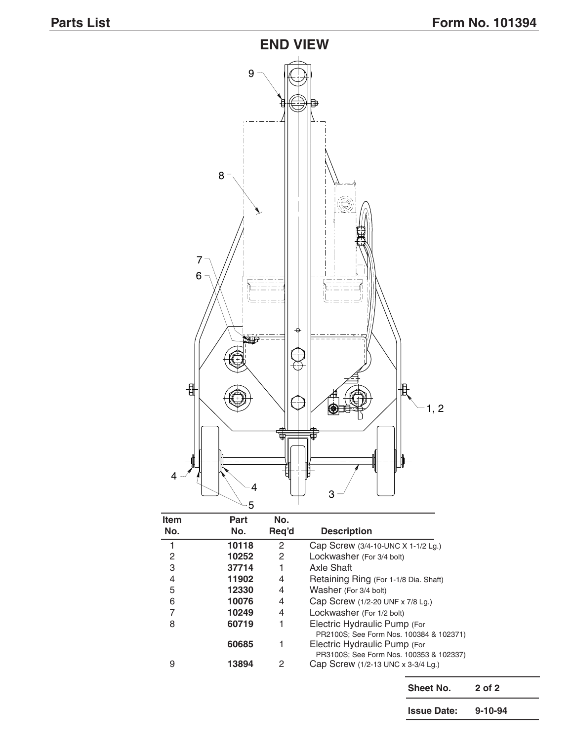## END VIEW

| Item No. | Part No. | No. Req'd | Description |
|---|---|---|---|
| 1 | **10118** | 2 | Cap Screw (3/4-10-UNC X 1-1/2 Lg.) |
| 2 | **10252** | 2 | Lockwasher (For 3/4 bolt) |
| 3 | **37714** | 1 | Axle Shaft |
| 4 | **11902** | 4 | Retaining Ring (For 1-1/8 Dia. Shaft) |
| 5 | **12330** | 4 | Washer (For 3/4 bolt) |
| 6 | **10076** | 4 | Cap Screw (1/2-20 UNF x 7/8 Lg.) |
| 7 | **10249** | 4 | Lockwasher (For 1/2 bolt) |
| 8 | **60719** | 1 | Electric Hydraulic Pump (For PR2100S; See Form Nos. 100384 & 102371) |
| | **60685** | 1 | Electric Hydraulic Pump (For PR3100S; See Form Nos. 100353 & 102337) |
| 9 | **13894** | 2 | Cap Screw (1/2-13 UNC x 3-3/4 Lg.) |

| | |
|---|---|
| **Sheet No.** | **2 of 2** |
| **Issue Date:** | **9-10-94** |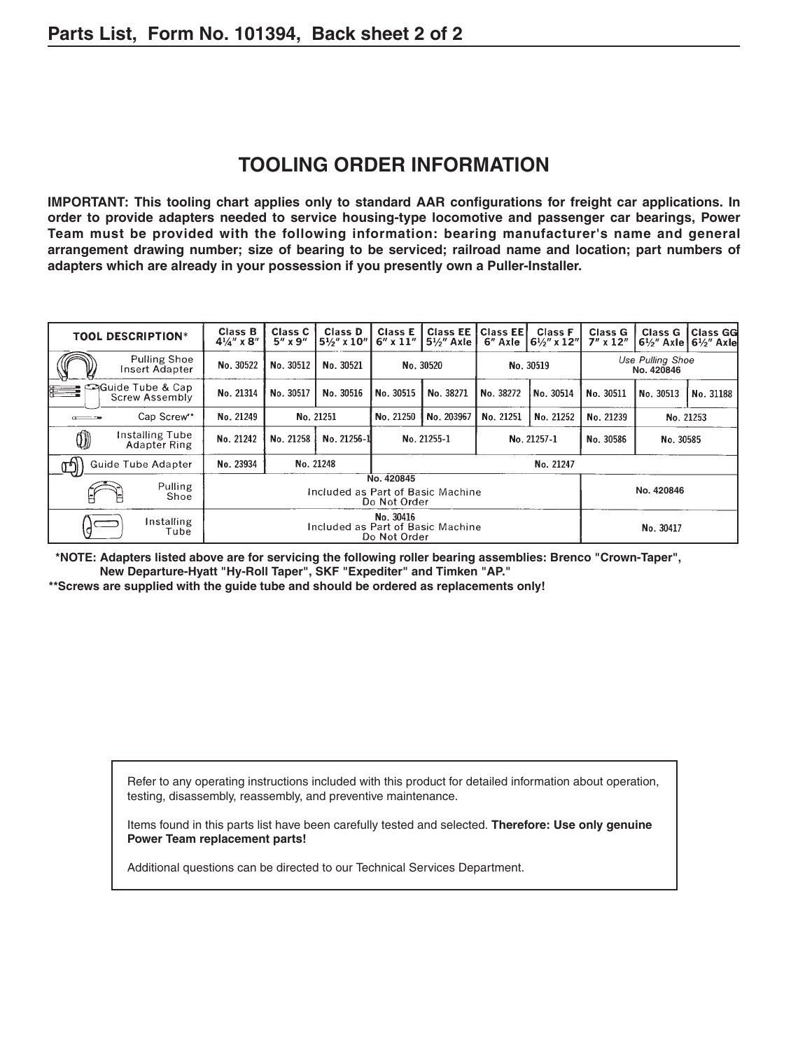# TOOLING ORDER INFORMATION

**IMPORTANT: This tooling chart applies only to standard AAR configurations for freight car applications. In order to provide adapters needed to service housing-type locomotive and passenger car bearings, Power Team must be provided with the following information: bearing manufacturer's name and general arrangement drawing number; size of bearing to be serviced; railroad name and location; part numbers of adapters which are already in your possession if you presently own a Puller-Installer.**

| TOOL DESCRIPTION* | Class B 4¼" x 8" | Class C 5" x 9" | Class D 5½" x 10" | Class E 6" x 11" | Class EE 5½" Axle | Class EE 6" Axle | Class F 6½" x 12" | Class G 7" x 12" | Class G 6½" Axle | Class GG 6½" Axle |
|---|---|---|---|---|---|---|---|---|---|---|
| Pulling Shoe Insert Adapter | No. 30522 | No. 30512 | No. 30521 | No. 30520 | | No. 30519 | | *Use Pulling Shoe* No. 420846 | | |
| Guide Tube & Cap Screw Assembly | No. 21314 | No. 30517 | No. 30516 | No. 30515 | No. 38271 | No. 38272 | No. 30514 | No. 30511 | No. 30513 | No. 31188 |
| Cap Screw** | No. 21249 | No. 21251 | | No. 21250 | No. 203967 | No. 21251 | No. 21252 | No. 21239 | No. 21253 | |
| Installing Tube Adapter Ring | No. 21242 | No. 21258 | No. 21256-1 | No. 21255-1 | | No. 21257-1 | | No. 30586 | No. 30585 | |
| Guide Tube Adapter | No. 23934 | No. 21248 | | No. 21247 | | | | | | |
| Pulling Shoe | No. 420845 Included as Part of Basic Machine Do Not Order | | | | | | | No. 420846 | | |
| Installing Tube | No. 30416 Included as Part of Basic Machine Do Not Order | | | | | | | No. 30417 | | |

**\*NOTE: Adapters listed above are for servicing the following roller bearing assemblies: Brenco "Crown-Taper", New Departure-Hyatt "Hy-Roll Taper", SKF "Expediter" and Timken "AP."**

**\*\*Screws are supplied with the guide tube and should be ordered as replacements only!**

Refer to any operating instructions included with this product for detailed information about operation, testing, disassembly, reassembly, and preventive maintenance.

Items found in this parts list have been carefully tested and selected. **Therefore: Use only genuine Power Team replacement parts!**

Additional questions can be directed to our Technical Services Department.